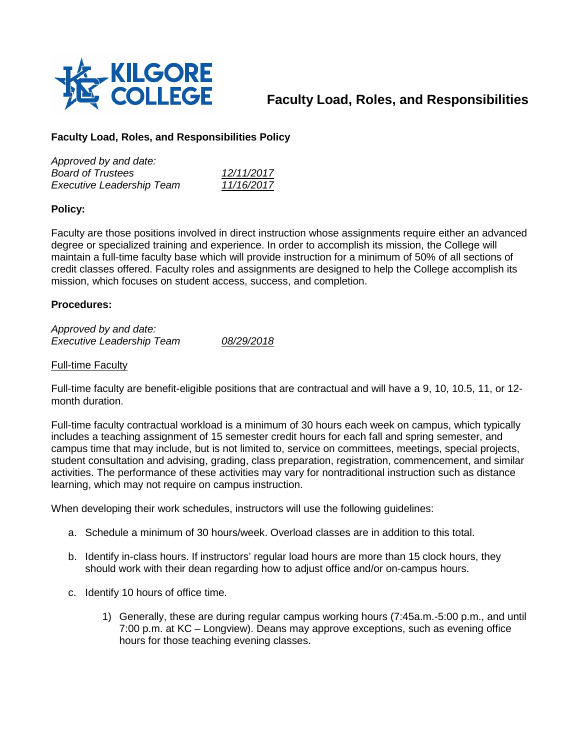# Faculty Load, Roles, and Responsibilities

## Faculty Load, Roles, and Responsibilities Policy

*Approved by and date:*
*Board of Trustees* — *12/11/2017*
*Executive Leadership Team* — *11/16/2017*

**Policy:**

Faculty are those positions involved in direct instruction whose assignments require either an advanced degree or specialized training and experience. In order to accomplish its mission, the College will maintain a full-time faculty base which will provide instruction for a minimum of 50% of all sections of credit classes offered. Faculty roles and assignments are designed to help the College accomplish its mission, which focuses on student access, success, and completion.

**Procedures:**

*Approved by and date:*
*Executive Leadership Team* — *08/29/2018*

Full-time Faculty

Full-time faculty are benefit-eligible positions that are contractual and will have a 9, 10, 10.5, 11, or 12-month duration.

Full-time faculty contractual workload is a minimum of 30 hours each week on campus, which typically includes a teaching assignment of 15 semester credit hours for each fall and spring semester, and campus time that may include, but is not limited to, service on committees, meetings, special projects, student consultation and advising, grading, class preparation, registration, commencement, and similar activities. The performance of these activities may vary for nontraditional instruction such as distance learning, which may not require on campus instruction.

When developing their work schedules, instructors will use the following guidelines:

a. Schedule a minimum of 30 hours/week. Overload classes are in addition to this total.

b. Identify in-class hours. If instructors' regular load hours are more than 15 clock hours, they should work with their dean regarding how to adjust office and/or on-campus hours.

c. Identify 10 hours of office time.

   1) Generally, these are during regular campus working hours (7:45a.m.-5:00 p.m., and until 7:00 p.m. at KC – Longview). Deans may approve exceptions, such as evening office hours for those teaching evening classes.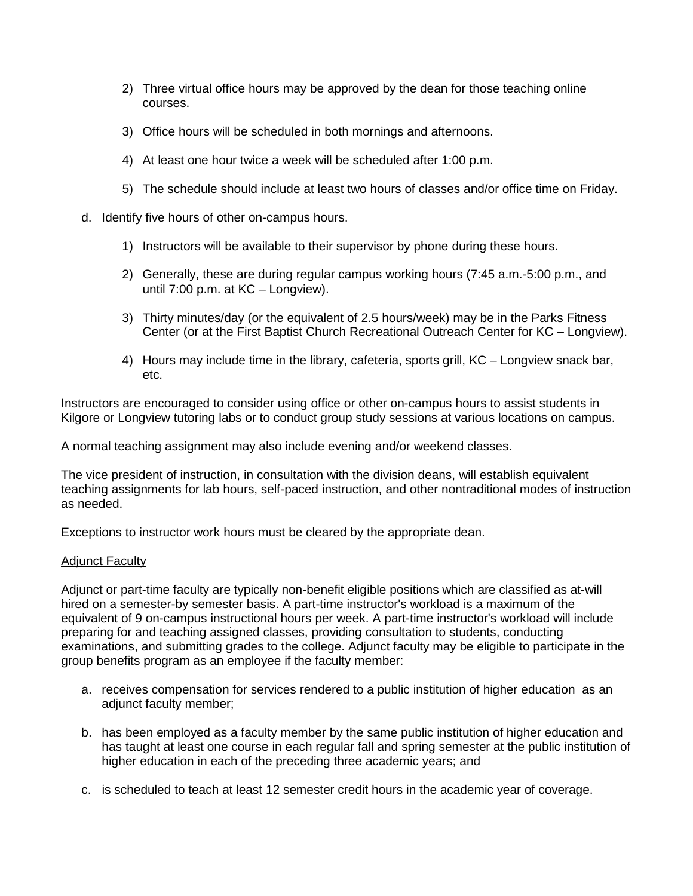2) Three virtual office hours may be approved by the dean for those teaching online courses.

3) Office hours will be scheduled in both mornings and afternoons.

4) At least one hour twice a week will be scheduled after 1:00 p.m.

5) The schedule should include at least two hours of classes and/or office time on Friday.

d. Identify five hours of other on-campus hours.

1) Instructors will be available to their supervisor by phone during these hours.

2) Generally, these are during regular campus working hours (7:45 a.m.-5:00 p.m., and until 7:00 p.m. at KC – Longview).

3) Thirty minutes/day (or the equivalent of 2.5 hours/week) may be in the Parks Fitness Center (or at the First Baptist Church Recreational Outreach Center for KC – Longview).

4) Hours may include time in the library, cafeteria, sports grill, KC – Longview snack bar, etc.

Instructors are encouraged to consider using office or other on-campus hours to assist students in Kilgore or Longview tutoring labs or to conduct group study sessions at various locations on campus.

A normal teaching assignment may also include evening and/or weekend classes.

The vice president of instruction, in consultation with the division deans, will establish equivalent teaching assignments for lab hours, self-paced instruction, and other nontraditional modes of instruction as needed.

Exceptions to instructor work hours must be cleared by the appropriate dean.

<u>Adjunct Faculty</u>

Adjunct or part-time faculty are typically non-benefit eligible positions which are classified as at-will hired on a semester-by semester basis. A part-time instructor's workload is a maximum of the equivalent of 9 on-campus instructional hours per week. A part-time instructor's workload will include preparing for and teaching assigned classes, providing consultation to students, conducting examinations, and submitting grades to the college. Adjunct faculty may be eligible to participate in the group benefits program as an employee if the faculty member:

a. receives compensation for services rendered to a public institution of higher education as an adjunct faculty member;

b. has been employed as a faculty member by the same public institution of higher education and has taught at least one course in each regular fall and spring semester at the public institution of higher education in each of the preceding three academic years; and

c. is scheduled to teach at least 12 semester credit hours in the academic year of coverage.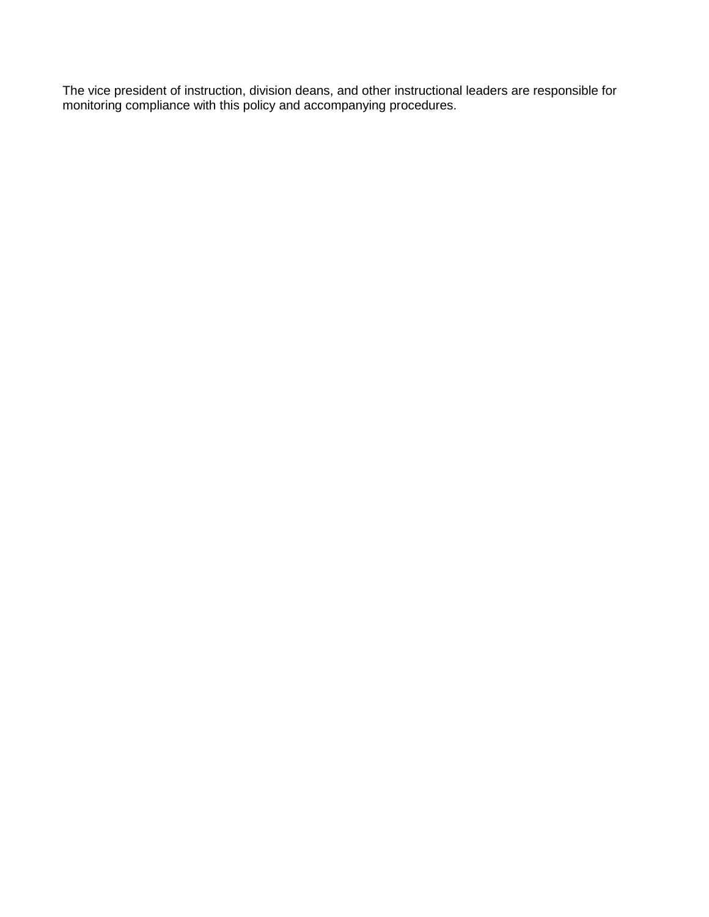The vice president of instruction, division deans, and other instructional leaders are responsible for monitoring compliance with this policy and accompanying procedures.